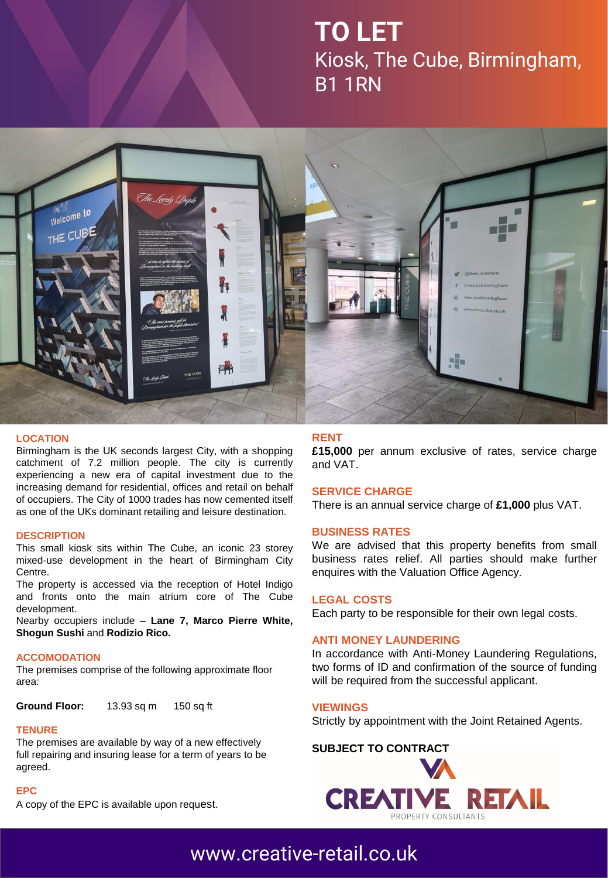# TO LET

Kiosk, The Cube, Birmingham, B1 1RN

## LOCATION

Birmingham is the UK seconds largest City, with a shopping catchment of 7.2 million people. The city is currently experiencing a new era of capital investment due to the increasing demand for residential, offices and retail on behalf of occupiers. The City of 1000 trades has now cemented itself as one of the UKs dominant retailing and leisure destination.

## DESCRIPTION

This small kiosk sits within The Cube, an iconic 23 storey mixed-use development in the heart of Birmingham City Centre.

The property is accessed via the reception of Hotel Indigo and fronts onto the main atrium core of The Cube development.

Nearby occupiers include – **Lane 7, Marco Pierre White, Shogun Sushi** and **Rodizio Rico.**

## ACCOMODATION

The premises comprise of the following approximate floor area:

| | | |
|---|---|---|
| **Ground Floor:** | 13.93 sq m | 150 sq ft |

## TENURE

The premises are available by way of a new effectively full repairing and insuring lease for a term of years to be agreed.

## EPC

A copy of the EPC is available upon request.

## RENT

**£15,000** per annum exclusive of rates, service charge and VAT.

## SERVICE CHARGE

There is an annual service charge of **£1,000** plus VAT.

## BUSINESS RATES

We are advised that this property benefits from small business rates relief. All parties should make further enquires with the Valuation Office Agency.

## LEGAL COSTS

Each party to be responsible for their own legal costs.

## ANTI MONEY LAUNDERING

In accordance with Anti-Money Laundering Regulations, two forms of ID and confirmation of the source of funding will be required from the successful applicant.

## VIEWINGS

Strictly by appointment with the Joint Retained Agents.

**SUBJECT TO CONTRACT**

CREATIVE RETAIL PROPERTY CONSULTANTS

www.creative-retail.co.uk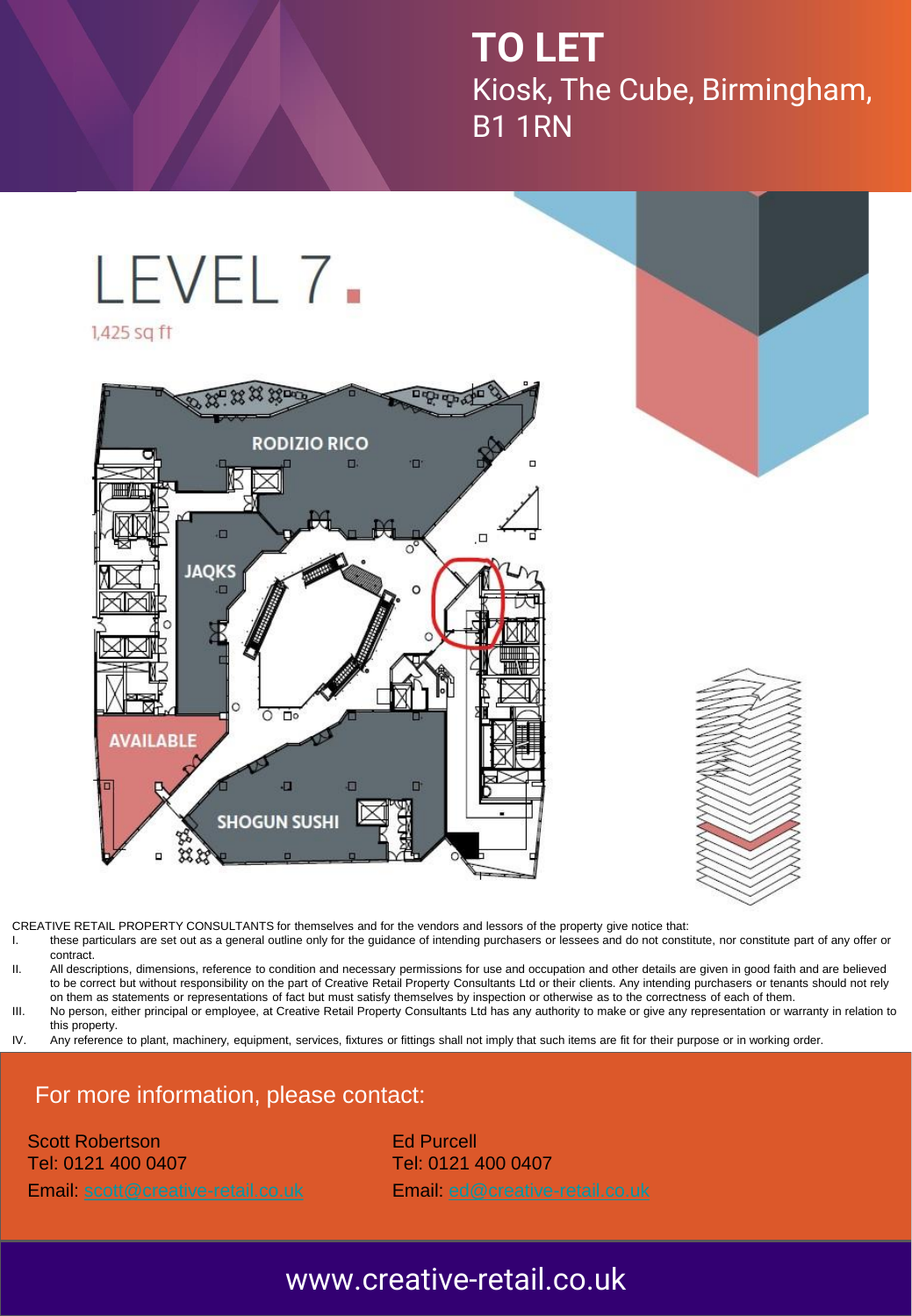# TO LET

Kiosk, The Cube, Birmingham, B1 1RN

## LEVEL 7.

1,425 sq ft

RODIZIO RICO

JAQKS

AVAILABLE

SHOGUN SUSHI

CREATIVE RETAIL PROPERTY CONSULTANTS for themselves and for the vendors and lessors of the property give notice that:

I. these particulars are set out as a general outline only for the guidance of intending purchasers or lessees and do not constitute, nor constitute part of any offer or contract.

II. All descriptions, dimensions, reference to condition and necessary permissions for use and occupation and other details are given in good faith and are believed to be correct but without responsibility on the part of Creative Retail Property Consultants Ltd or their clients. Any intending purchasers or tenants should not rely on them as statements or representations of fact but must satisfy themselves by inspection or otherwise as to the correctness of each of them.

III. No person, either principal or employee, at Creative Retail Property Consultants Ltd has any authority to make or give any representation or warranty in relation to this property.

IV. Any reference to plant, machinery, equipment, services, fixtures or fittings shall not imply that such items are fit for their purpose or in working order.

## For more information, please contact:

Scott Robertson
Tel: 0121 400 0407
Email: scott@creative-retail.co.uk

Ed Purcell
Tel: 0121 400 0407
Email: ed@creative-retail.co.uk

www.creative-retail.co.uk